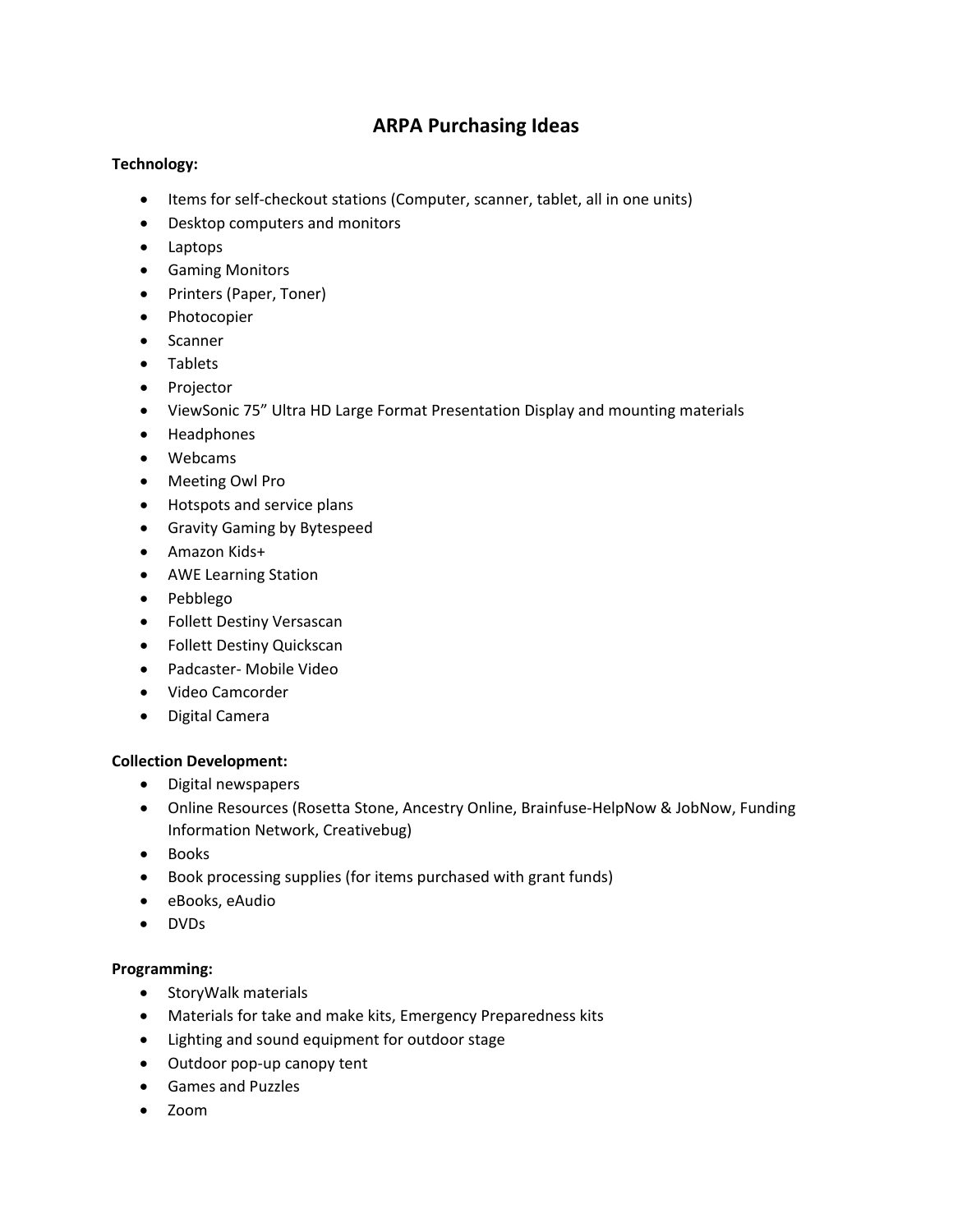# ARPA Purchasing Ideas

**Technology:**

- Items for self-checkout stations (Computer, scanner, tablet, all in one units)
- Desktop computers and monitors
- Laptops
- Gaming Monitors
- Printers (Paper, Toner)
- Photocopier
- Scanner
- Tablets
- Projector
- ViewSonic 75" Ultra HD Large Format Presentation Display and mounting materials
- Headphones
- Webcams
- Meeting Owl Pro
- Hotspots and service plans
- Gravity Gaming by Bytespeed
- Amazon Kids+
- AWE Learning Station
- Pebblego
- Follett Destiny Versascan
- Follett Destiny Quickscan
- Padcaster- Mobile Video
- Video Camcorder
- Digital Camera

**Collection Development:**

- Digital newspapers
- Online Resources (Rosetta Stone, Ancestry Online, Brainfuse-HelpNow & JobNow, Funding Information Network, Creativebug)
- Books
- Book processing supplies (for items purchased with grant funds)
- eBooks, eAudio
- DVDs

**Programming:**

- StoryWalk materials
- Materials for take and make kits, Emergency Preparedness kits
- Lighting and sound equipment for outdoor stage
- Outdoor pop-up canopy tent
- Games and Puzzles
- Zoom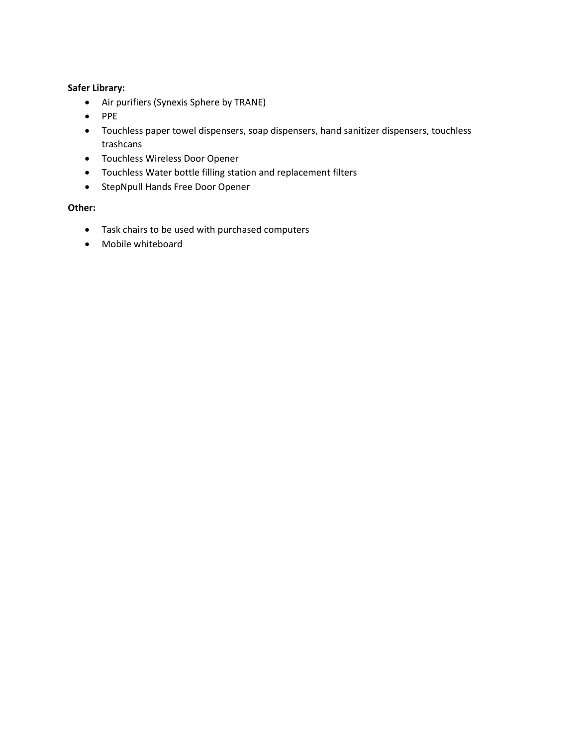**Safer Library:**

- Air purifiers (Synexis Sphere by TRANE)
- PPE
- Touchless paper towel dispensers, soap dispensers, hand sanitizer dispensers, touchless trashcans
- Touchless Wireless Door Opener
- Touchless Water bottle filling station and replacement filters
- StepNpull Hands Free Door Opener

**Other:**

- Task chairs to be used with purchased computers
- Mobile whiteboard